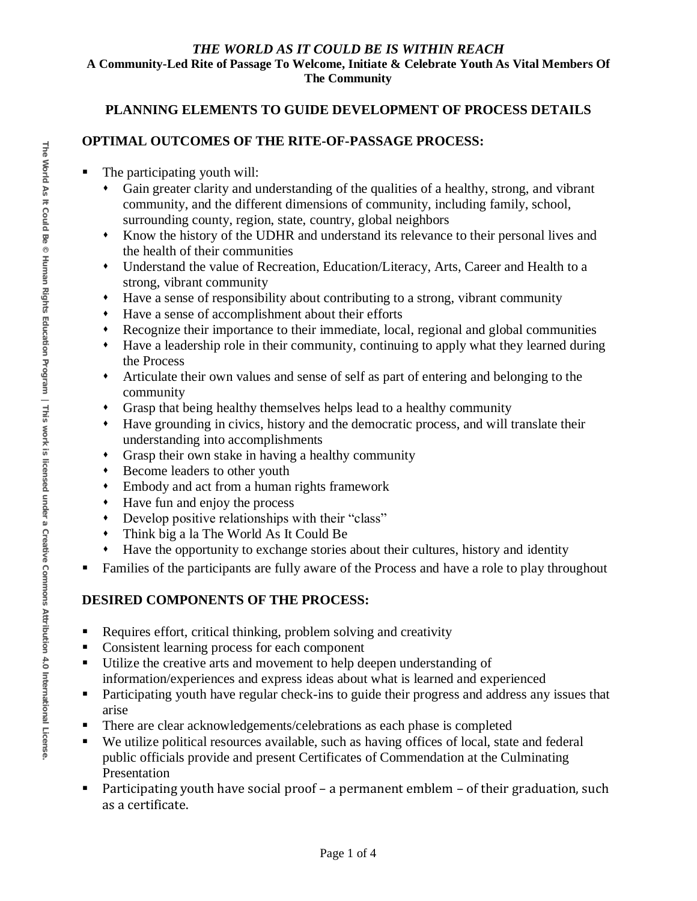***THE WORLD AS IT COULD BE IS WITHIN REACH***

**A Community-Led Rite of Passage To Welcome, Initiate & Celebrate Youth As Vital Members Of The Community**

## PLANNING ELEMENTS TO GUIDE DEVELOPMENT OF PROCESS DETAILS

### OPTIMAL OUTCOMES OF THE RITE-OF-PASSAGE PROCESS:

- The participating youth will:
  - Gain greater clarity and understanding of the qualities of a healthy, strong, and vibrant community, and the different dimensions of community, including family, school, surrounding county, region, state, country, global neighbors
  - Know the history of the UDHR and understand its relevance to their personal lives and the health of their communities
  - Understand the value of Recreation, Education/Literacy, Arts, Career and Health to a strong, vibrant community
  - Have a sense of responsibility about contributing to a strong, vibrant community
  - Have a sense of accomplishment about their efforts
  - Recognize their importance to their immediate, local, regional and global communities
  - Have a leadership role in their community, continuing to apply what they learned during the Process
  - Articulate their own values and sense of self as part of entering and belonging to the community
  - Grasp that being healthy themselves helps lead to a healthy community
  - Have grounding in civics, history and the democratic process, and will translate their understanding into accomplishments
  - Grasp their own stake in having a healthy community
  - Become leaders to other youth
  - Embody and act from a human rights framework
  - Have fun and enjoy the process
  - Develop positive relationships with their "class"
  - Think big a la The World As It Could Be
  - Have the opportunity to exchange stories about their cultures, history and identity
- Families of the participants are fully aware of the Process and have a role to play throughout

### DESIRED COMPONENTS OF THE PROCESS:

- Requires effort, critical thinking, problem solving and creativity
- Consistent learning process for each component
- Utilize the creative arts and movement to help deepen understanding of information/experiences and express ideas about what is learned and experienced
- Participating youth have regular check-ins to guide their progress and address any issues that arise
- There are clear acknowledgements/celebrations as each phase is completed
- We utilize political resources available, such as having offices of local, state and federal public officials provide and present Certificates of Commendation at the Culminating Presentation
- Participating youth have social proof – a permanent emblem – of their graduation, such as a certificate.

The World As It Could Be © Human Rights Education Program | This work is licensed under a Creative Commons Attribution 4.0 International License.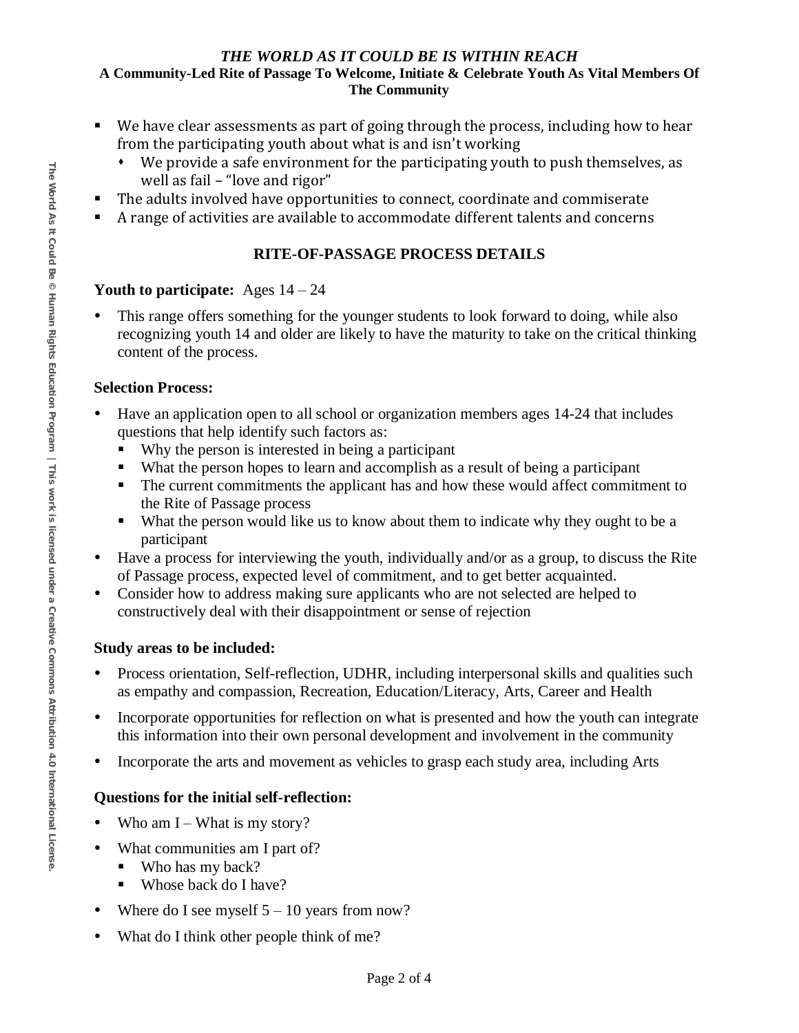- We have clear assessments as part of going through the process, including how to hear from the participating youth about what is and isn't working
  - We provide a safe environment for the participating youth to push themselves, as well as fail – "love and rigor"
- The adults involved have opportunities to connect, coordinate and commiserate
- A range of activities are available to accommodate different talents and concerns

## RITE-OF-PASSAGE PROCESS DETAILS

**Youth to participate:** Ages 14 – 24

- This range offers something for the younger students to look forward to doing, while also recognizing youth 14 and older are likely to have the maturity to take on the critical thinking content of the process.

**Selection Process:**

- Have an application open to all school or organization members ages 14-24 that includes questions that help identify such factors as:
  - Why the person is interested in being a participant
  - What the person hopes to learn and accomplish as a result of being a participant
  - The current commitments the applicant has and how these would affect commitment to the Rite of Passage process
  - What the person would like us to know about them to indicate why they ought to be a participant
- Have a process for interviewing the youth, individually and/or as a group, to discuss the Rite of Passage process, expected level of commitment, and to get better acquainted.
- Consider how to address making sure applicants who are not selected are helped to constructively deal with their disappointment or sense of rejection

**Study areas to be included:**

- Process orientation, Self-reflection, UDHR, including interpersonal skills and qualities such as empathy and compassion, Recreation, Education/Literacy, Arts, Career and Health
- Incorporate opportunities for reflection on what is presented and how the youth can integrate this information into their own personal development and involvement in the community
- Incorporate the arts and movement as vehicles to grasp each study area, including Arts

**Questions for the initial self-reflection:**

- Who am I – What is my story?
- What communities am I part of?
  - Who has my back?
  - Whose back do I have?
- Where do I see myself 5 – 10 years from now?
- What do I think other people think of me?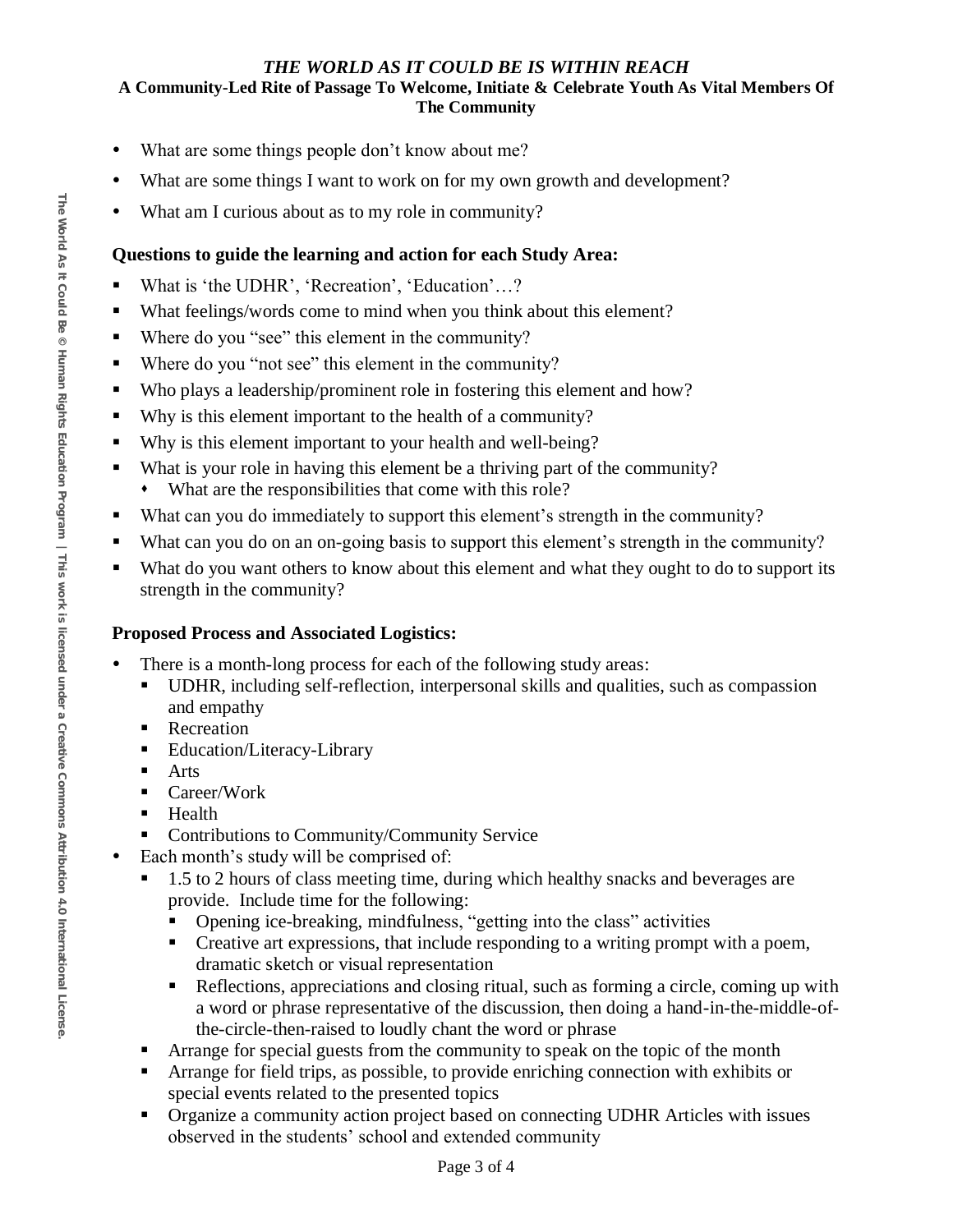- What are some things people don't know about me?
- What are some things I want to work on for my own growth and development?
- What am I curious about as to my role in community?

**Questions to guide the learning and action for each Study Area:**

- What is 'the UDHR', 'Recreation', 'Education'…?
- What feelings/words come to mind when you think about this element?
- Where do you "see" this element in the community?
- Where do you "not see" this element in the community?
- Who plays a leadership/prominent role in fostering this element and how?
- Why is this element important to the health of a community?
- Why is this element important to your health and well-being?
- What is your role in having this element be a thriving part of the community?
  - What are the responsibilities that come with this role?
- What can you do immediately to support this element's strength in the community?
- What can you do on an on-going basis to support this element's strength in the community?
- What do you want others to know about this element and what they ought to do to support its strength in the community?

**Proposed Process and Associated Logistics:**

- There is a month-long process for each of the following study areas:
  - UDHR, including self-reflection, interpersonal skills and qualities, such as compassion and empathy
  - Recreation
  - Education/Literacy-Library
  - Arts
  - Career/Work
  - Health
  - Contributions to Community/Community Service
- Each month's study will be comprised of:
  - 1.5 to 2 hours of class meeting time, during which healthy snacks and beverages are provide. Include time for the following:
    - Opening ice-breaking, mindfulness, "getting into the class" activities
    - Creative art expressions, that include responding to a writing prompt with a poem, dramatic sketch or visual representation
    - Reflections, appreciations and closing ritual, such as forming a circle, coming up with a word or phrase representative of the discussion, then doing a hand-in-the-middle-of-the-circle-then-raised to loudly chant the word or phrase
  - Arrange for special guests from the community to speak on the topic of the month
  - Arrange for field trips, as possible, to provide enriching connection with exhibits or special events related to the presented topics
  - Organize a community action project based on connecting UDHR Articles with issues observed in the students' school and extended community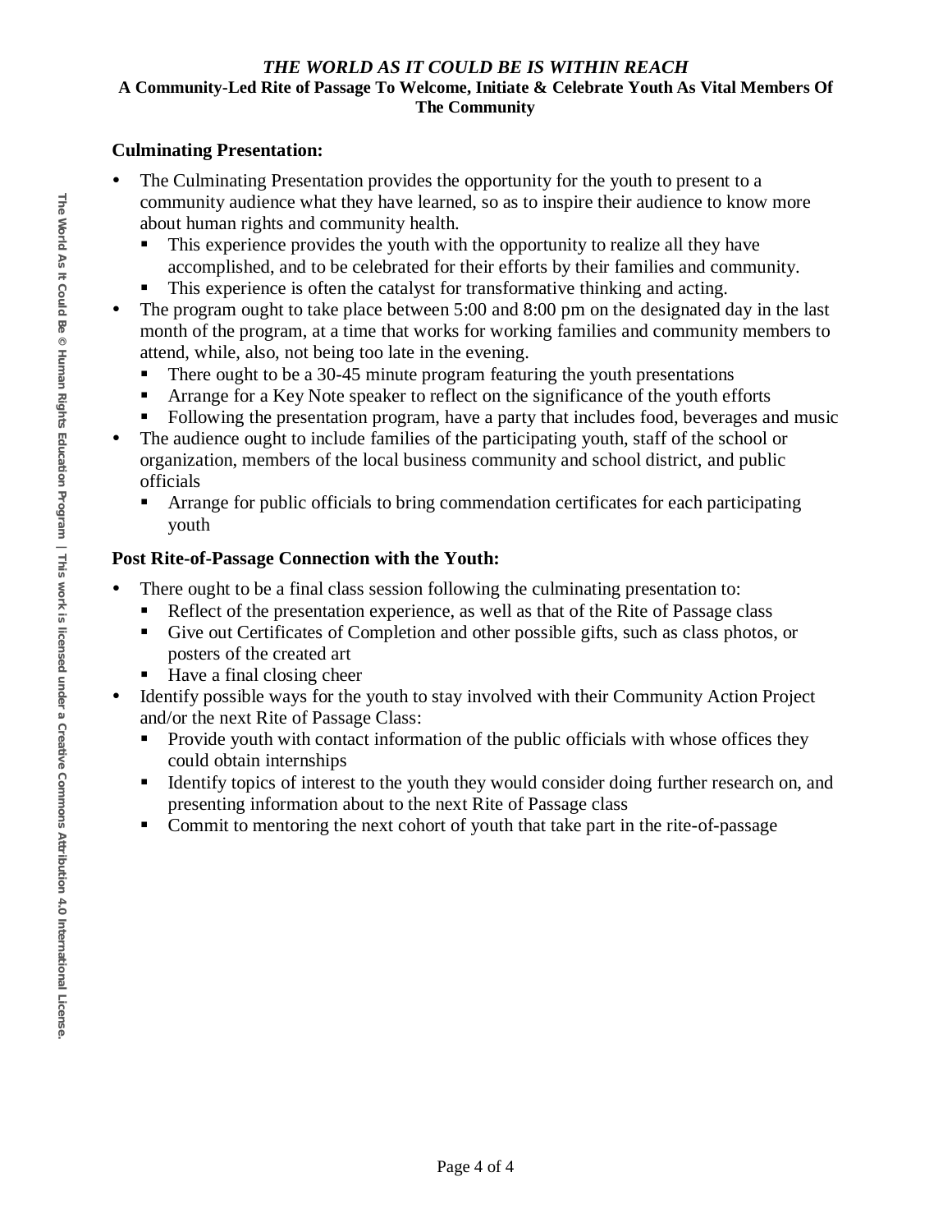### Culminating Presentation:

- The Culminating Presentation provides the opportunity for the youth to present to a community audience what they have learned, so as to inspire their audience to know more about human rights and community health.
  - This experience provides the youth with the opportunity to realize all they have accomplished, and to be celebrated for their efforts by their families and community.
  - This experience is often the catalyst for transformative thinking and acting.
- The program ought to take place between 5:00 and 8:00 pm on the designated day in the last month of the program, at a time that works for working families and community members to attend, while, also, not being too late in the evening.
  - There ought to be a 30-45 minute program featuring the youth presentations
  - Arrange for a Key Note speaker to reflect on the significance of the youth efforts
  - Following the presentation program, have a party that includes food, beverages and music
- The audience ought to include families of the participating youth, staff of the school or organization, members of the local business community and school district, and public officials
  - Arrange for public officials to bring commendation certificates for each participating youth

### Post Rite-of-Passage Connection with the Youth:

- There ought to be a final class session following the culminating presentation to:
  - Reflect of the presentation experience, as well as that of the Rite of Passage class
  - Give out Certificates of Completion and other possible gifts, such as class photos, or posters of the created art
  - Have a final closing cheer
- Identify possible ways for the youth to stay involved with their Community Action Project and/or the next Rite of Passage Class:
  - Provide youth with contact information of the public officials with whose offices they could obtain internships
  - Identify topics of interest to the youth they would consider doing further research on, and presenting information about to the next Rite of Passage class
  - Commit to mentoring the next cohort of youth that take part in the rite-of-passage